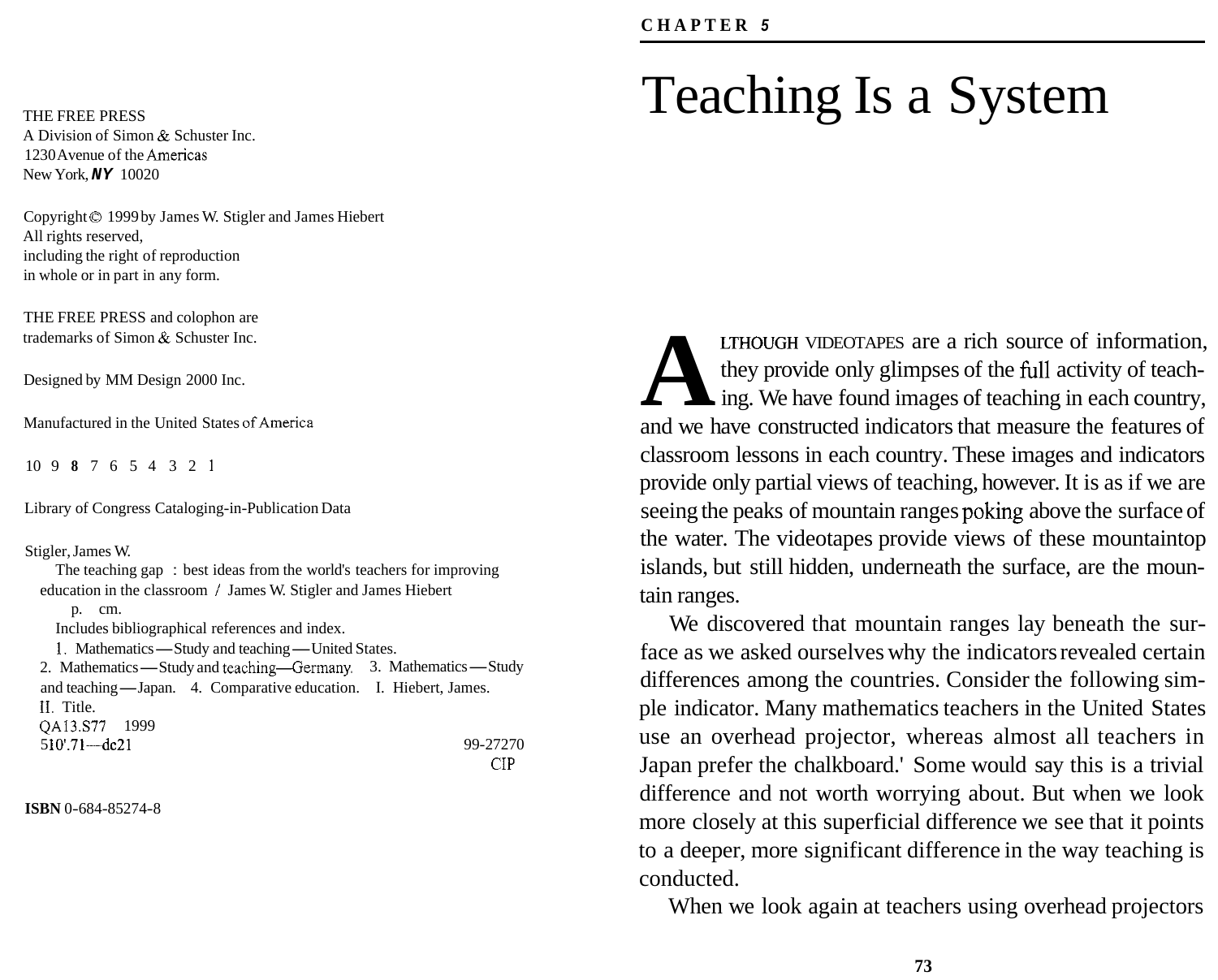THE FREE PRESS
A Division of Simon & Schuster Inc.
1230 Avenue of the Americas
New York, NY 10020

Copyright © 1999 by James W. Stigler and James Hiebert
All rights reserved,
including the right of reproduction
in whole or in part in any form.

THE FREE PRESS and colophon are
trademarks of Simon & Schuster Inc.

Designed by MM Design 2000 Inc.

Manufactured in the United States of America

10 9 8 7 6 5 4 3 2 1

Library of Congress Cataloging-in-Publication Data

Stigler, James W.
The teaching gap : best ideas from the world's teachers for improving education in the classroom / James W. Stigler and James Hiebert
p. cm.
Includes bibliographical references and index.
1. Mathematics—Study and teaching—United States. 2. Mathematics—Study and teaching—Germany. 3. Mathematics—Study and teaching—Japan. 4. Comparative education. I. Hiebert, James. II. Title.
QA13.S77 1999
510'.71—dc21 99-27270
CIP

**ISBN** 0-684-85274-8

**CHAPTER 5**

# Teaching Is a System

ALTHOUGH VIDEOTAPES are a rich source of information, they provide only glimpses of the full activity of teaching. We have found images of teaching in each country, and we have constructed indicators that measure the features of classroom lessons in each country. These images and indicators provide only partial views of teaching, however. It is as if we are seeing the peaks of mountain ranges poking above the surface of the water. The videotapes provide views of these mountaintop islands, but still hidden, underneath the surface, are the mountain ranges.

We discovered that mountain ranges lay beneath the surface as we asked ourselves why the indicators revealed certain differences among the countries. Consider the following simple indicator. Many mathematics teachers in the United States use an overhead projector, whereas almost all teachers in Japan prefer the chalkboard.[1] Some would say this is a trivial difference and not worth worrying about. But when we look more closely at this superficial difference we see that it points to a deeper, more significant difference in the way teaching is conducted.

When we look again at teachers using overhead projectors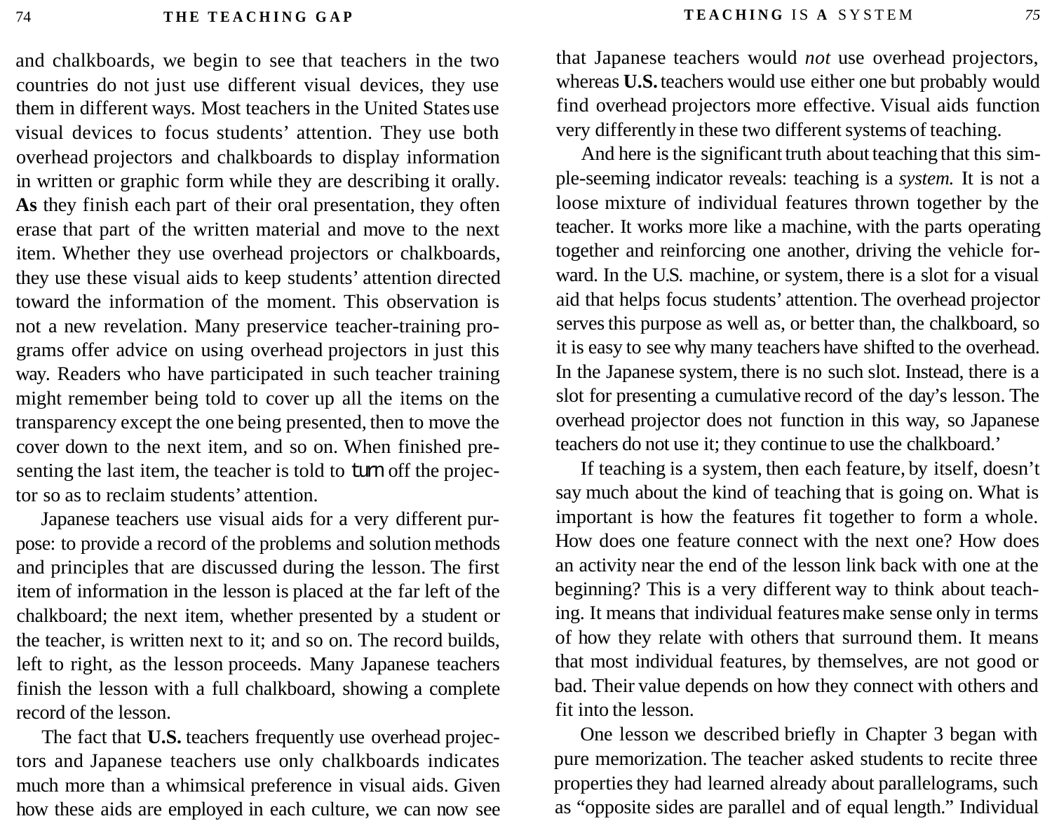and chalkboards, we begin to see that teachers in the two countries do not just use different visual devices, they use them in different ways. Most teachers in the United States use visual devices to focus students' attention. They use both overhead projectors and chalkboards to display information in written or graphic form while they are describing it orally. As they finish each part of their oral presentation, they often erase that part of the written material and move to the next item. Whether they use overhead projectors or chalkboards, they use these visual aids to keep students' attention directed toward the information of the moment. This observation is not a new revelation. Many preservice teacher-training programs offer advice on using overhead projectors in just this way. Readers who have participated in such teacher training might remember being told to cover up all the items on the transparency except the one being presented, then to move the cover down to the next item, and so on. When finished presenting the last item, the teacher is told to turn off the projector so as to reclaim students' attention.

Japanese teachers use visual aids for a very different purpose: to provide a record of the problems and solution methods and principles that are discussed during the lesson. The first item of information in the lesson is placed at the far left of the chalkboard; the next item, whether presented by a student or the teacher, is written next to it; and so on. The record builds, left to right, as the lesson proceeds. Many Japanese teachers finish the lesson with a full chalkboard, showing a complete record of the lesson.

The fact that U.S. teachers frequently use overhead projectors and Japanese teachers use only chalkboards indicates much more than a whimsical preference in visual aids. Given how these aids are employed in each culture, we can now see that Japanese teachers would *not* use overhead projectors, whereas U.S. teachers would use either one but probably would find overhead projectors more effective. Visual aids function very differently in these two different systems of teaching.

And here is the significant truth about teaching that this simple-seeming indicator reveals: teaching is a *system.* It is not a loose mixture of individual features thrown together by the teacher. It works more like a machine, with the parts operating together and reinforcing one another, driving the vehicle forward. In the U.S. machine, or system, there is a slot for a visual aid that helps focus students' attention. The overhead projector serves this purpose as well as, or better than, the chalkboard, so it is easy to see why many teachers have shifted to the overhead. In the Japanese system, there is no such slot. Instead, there is a slot for presenting a cumulative record of the day's lesson. The overhead projector does not function in this way, so Japanese teachers do not use it; they continue to use the chalkboard.'

If teaching is a system, then each feature, by itself, doesn't say much about the kind of teaching that is going on. What is important is how the features fit together to form a whole. How does one feature connect with the next one? How does an activity near the end of the lesson link back with one at the beginning? This is a very different way to think about teaching. It means that individual features make sense only in terms of how they relate with others that surround them. It means that most individual features, by themselves, are not good or bad. Their value depends on how they connect with others and fit into the lesson.

One lesson we described briefly in Chapter 3 began with pure memorization. The teacher asked students to recite three properties they had learned already about parallelograms, such as "opposite sides are parallel and of equal length." Individual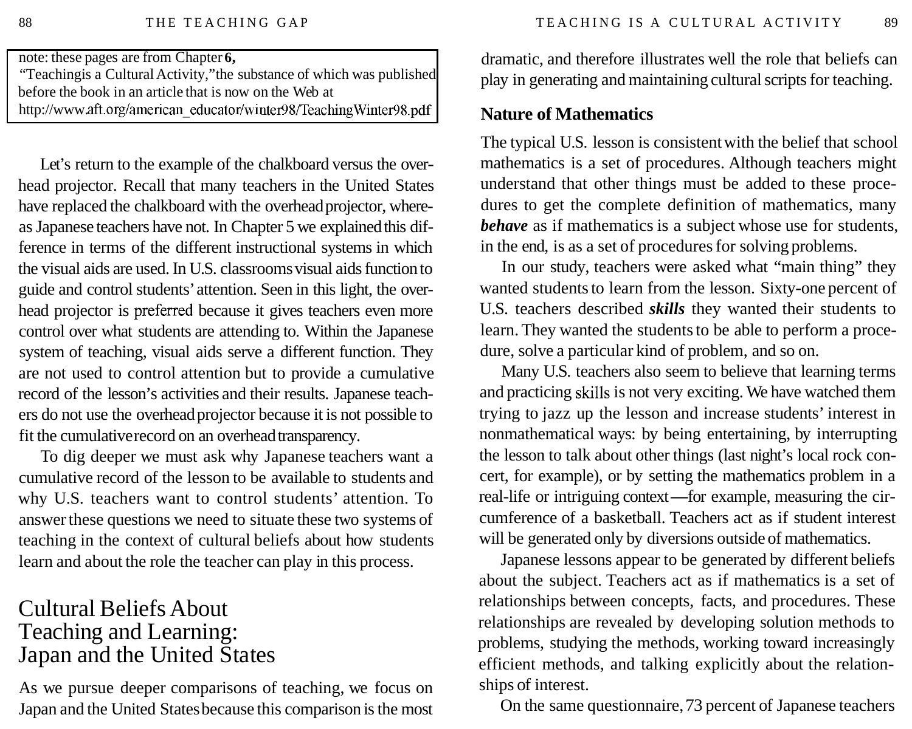note: these pages are from Chapter **6,** "Teachingis a Cultural Activity,"the substance of which was published before the book in an article that is now on the Web at http://www.aft.org/american_educator/winter98/TeachingWinter98.pdf

Let's return to the example of the chalkboard versus the overhead projector. Recall that many teachers in the United States have replaced the chalkboard with the overhead projector, whereas Japanese teachers have not. In Chapter 5 we explained this difference in terms of the different instructional systems in which the visual aids are used. In U.S. classrooms visual aids function to guide and control students' attention. Seen in this light, the overhead projector is preferred because it gives teachers even more control over what students are attending to. Within the Japanese system of teaching, visual aids serve a different function. They are not used to control attention but to provide a cumulative record of the lesson's activities and their results. Japanese teachers do not use the overhead projector because it is not possible to fit the cumulative record on an overhead transparency.

To dig deeper we must ask why Japanese teachers want a cumulative record of the lesson to be available to students and why U.S. teachers want to control students' attention. To answer these questions we need to situate these two systems of teaching in the context of cultural beliefs about how students learn and about the role the teacher can play in this process.

## Cultural Beliefs About Teaching and Learning: Japan and the United States

As we pursue deeper comparisons of teaching, we focus on Japan and the United States because this comparison is the most dramatic, and therefore illustrates well the role that beliefs can play in generating and maintaining cultural scripts for teaching.

### Nature of Mathematics

The typical U.S. lesson is consistent with the belief that school mathematics is a set of procedures. Although teachers might understand that other things must be added to these procedures to get the complete definition of mathematics, many ***behave*** as if mathematics is a subject whose use for students, in the end, is as a set of procedures for solving problems.

In our study, teachers were asked what "main thing" they wanted students to learn from the lesson. Sixty-one percent of U.S. teachers described ***skills*** they wanted their students to learn. They wanted the students to be able to perform a procedure, solve a particular kind of problem, and so on.

Many U.S. teachers also seem to believe that learning terms and practicing skills is not very exciting. We have watched them trying to jazz up the lesson and increase students' interest in nonmathematical ways: by being entertaining, by interrupting the lesson to talk about other things (last night's local rock concert, for example), or by setting the mathematics problem in a real-life or intriguing context—for example, measuring the circumference of a basketball. Teachers act as if student interest will be generated only by diversions outside of mathematics.

Japanese lessons appear to be generated by different beliefs about the subject. Teachers act as if mathematics is a set of relationships between concepts, facts, and procedures. These relationships are revealed by developing solution methods to problems, studying the methods, working toward increasingly efficient methods, and talking explicitly about the relationships of interest.

On the same questionnaire, 73 percent of Japanese teachers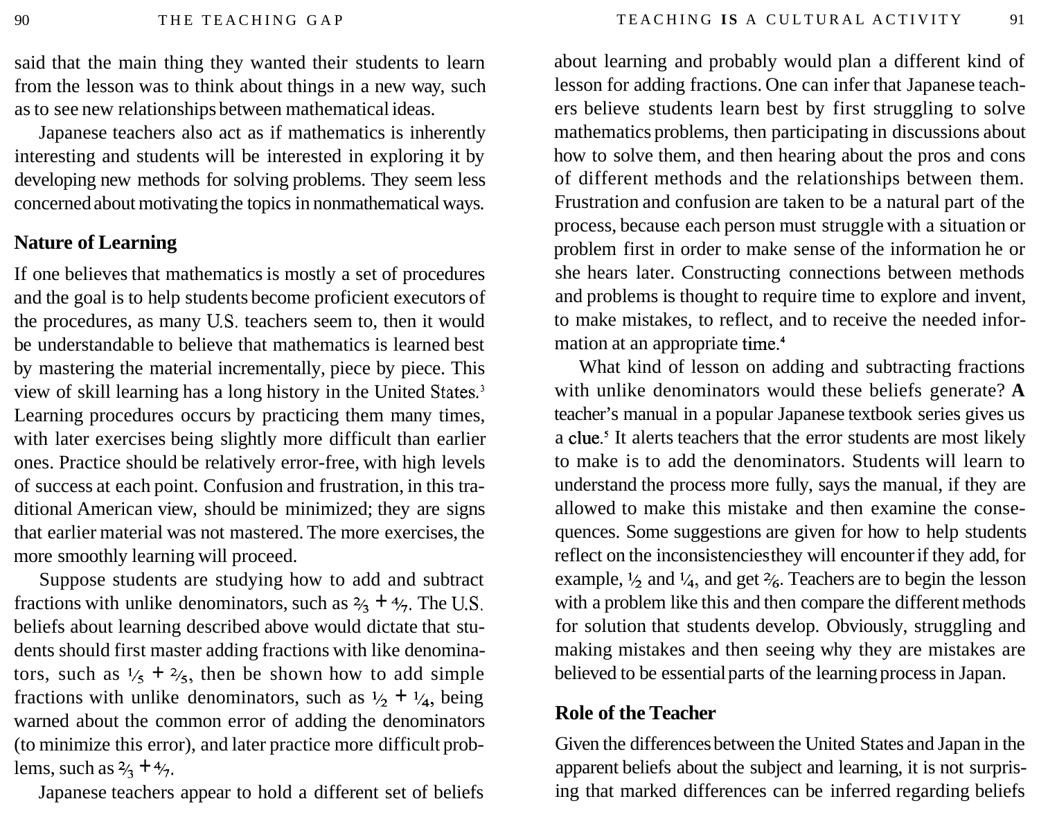said that the main thing they wanted their students to learn from the lesson was to think about things in a new way, such as to see new relationships between mathematical ideas.

Japanese teachers also act as if mathematics is inherently interesting and students will be interested in exploring it by developing new methods for solving problems. They seem less concerned about motivating the topics in nonmathematical ways.

## Nature of Learning

If one believes that mathematics is mostly a set of procedures and the goal is to help students become proficient executors of the procedures, as many U.S. teachers seem to, then it would be understandable to believe that mathematics is learned best by mastering the material incrementally, piece by piece. This view of skill learning has a long history in the United States.[3] Learning procedures occurs by practicing them many times, with later exercises being slightly more difficult than earlier ones. Practice should be relatively error-free, with high levels of success at each point. Confusion and frustration, in this traditional American view, should be minimized; they are signs that earlier material was not mastered. The more exercises, the more smoothly learning will proceed.

Suppose students are studying how to add and subtract fractions with unlike denominators, such as $\frac{2}{3} + \frac{4}{7}$. The U.S. beliefs about learning described above would dictate that students should first master adding fractions with like denominators, such as $\frac{1}{5} + \frac{2}{5}$, then be shown how to add simple fractions with unlike denominators, such as $\frac{1}{2} + \frac{1}{4}$, being warned about the common error of adding the denominators (to minimize this error), and later practice more difficult problems, such as $\frac{2}{3} + \frac{4}{7}$.

Japanese teachers appear to hold a different set of beliefs about learning and probably would plan a different kind of lesson for adding fractions. One can infer that Japanese teachers believe students learn best by first struggling to solve mathematics problems, then participating in discussions about how to solve them, and then hearing about the pros and cons of different methods and the relationships between them. Frustration and confusion are taken to be a natural part of the process, because each person must struggle with a situation or problem first in order to make sense of the information he or she hears later. Constructing connections between methods and problems is thought to require time to explore and invent, to make mistakes, to reflect, and to receive the needed information at an appropriate time.[4]

What kind of lesson on adding and subtracting fractions with unlike denominators would these beliefs generate? A teacher's manual in a popular Japanese textbook series gives us a clue.[5] It alerts teachers that the error students are most likely to make is to add the denominators. Students will learn to understand the process more fully, says the manual, if they are allowed to make this mistake and then examine the consequences. Some suggestions are given for how to help students reflect on the inconsistencies they will encounter if they add, for example, $\frac{1}{2}$ and $\frac{1}{4}$, and get $\frac{2}{6}$. Teachers are to begin the lesson with a problem like this and then compare the different methods for solution that students develop. Obviously, struggling and making mistakes and then seeing why they are mistakes are believed to be essential parts of the learning process in Japan.

## Role of the Teacher

Given the differences between the United States and Japan in the apparent beliefs about the subject and learning, it is not surprising that marked differences can be inferred regarding beliefs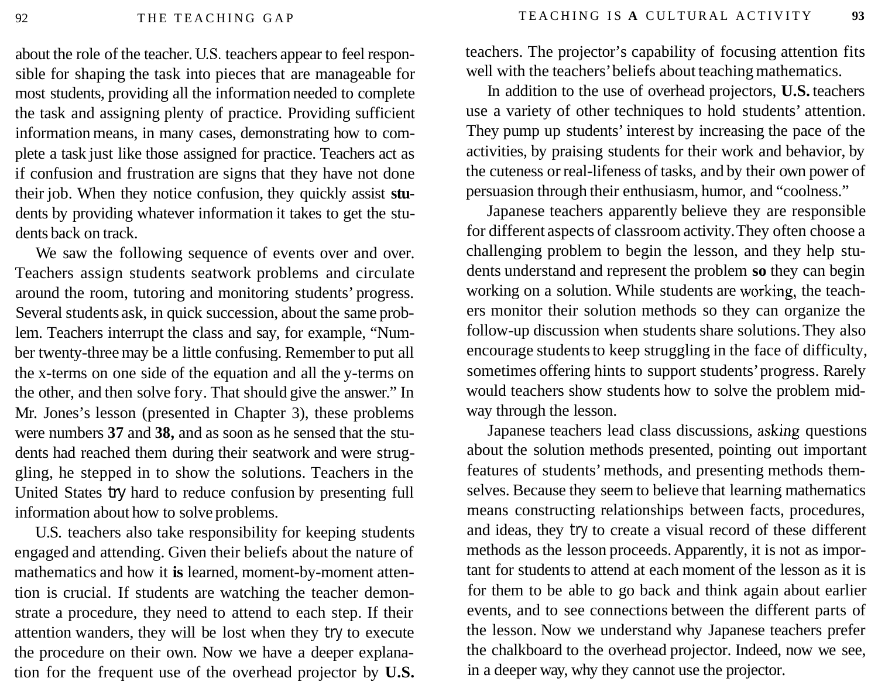about the role of the teacher. U.S. teachers appear to feel responsible for shaping the task into pieces that are manageable for most students, providing all the information needed to complete the task and assigning plenty of practice. Providing sufficient information means, in many cases, demonstrating how to complete a task just like those assigned for practice. Teachers act as if confusion and frustration are signs that they have not done their job. When they notice confusion, they quickly assist students by providing whatever information it takes to get the students back on track.

We saw the following sequence of events over and over. Teachers assign students seatwork problems and circulate around the room, tutoring and monitoring students' progress. Several students ask, in quick succession, about the same problem. Teachers interrupt the class and say, for example, "Number twenty-three may be a little confusing. Remember to put all the x-terms on one side of the equation and all the y-terms on the other, and then solve for y. That should give the answer." In Mr. Jones's lesson (presented in Chapter 3), these problems were numbers **37** and **38,** and as soon as he sensed that the students had reached them during their seatwork and were struggling, he stepped in to show the solutions. Teachers in the United States try hard to reduce confusion by presenting full information about how to solve problems.

U.S. teachers also take responsibility for keeping students engaged and attending. Given their beliefs about the nature of mathematics and how it **is** learned, moment-by-moment attention is crucial. If students are watching the teacher demonstrate a procedure, they need to attend to each step. If their attention wanders, they will be lost when they try to execute the procedure on their own. Now we have a deeper explanation for the frequent use of the overhead projector by **U.S.** teachers. The projector's capability of focusing attention fits well with the teachers' beliefs about teaching mathematics.

In addition to the use of overhead projectors, **U.S.** teachers use a variety of other techniques to hold students' attention. They pump up students' interest by increasing the pace of the activities, by praising students for their work and behavior, by the cuteness or real-lifeness of tasks, and by their own power of persuasion through their enthusiasm, humor, and "coolness."

Japanese teachers apparently believe they are responsible for different aspects of classroom activity. They often choose a challenging problem to begin the lesson, and they help students understand and represent the problem **so** they can begin working on a solution. While students are working, the teachers monitor their solution methods so they can organize the follow-up discussion when students share solutions. They also encourage students to keep struggling in the face of difficulty, sometimes offering hints to support students' progress. Rarely would teachers show students how to solve the problem midway through the lesson.

Japanese teachers lead class discussions, asking questions about the solution methods presented, pointing out important features of students' methods, and presenting methods themselves. Because they seem to believe that learning mathematics means constructing relationships between facts, procedures, and ideas, they try to create a visual record of these different methods as the lesson proceeds. Apparently, it is not as important for students to attend at each moment of the lesson as it is for them to be able to go back and think again about earlier events, and to see connections between the different parts of the lesson. Now we understand why Japanese teachers prefer the chalkboard to the overhead projector. Indeed, now we see, in a deeper way, why they cannot use the projector.